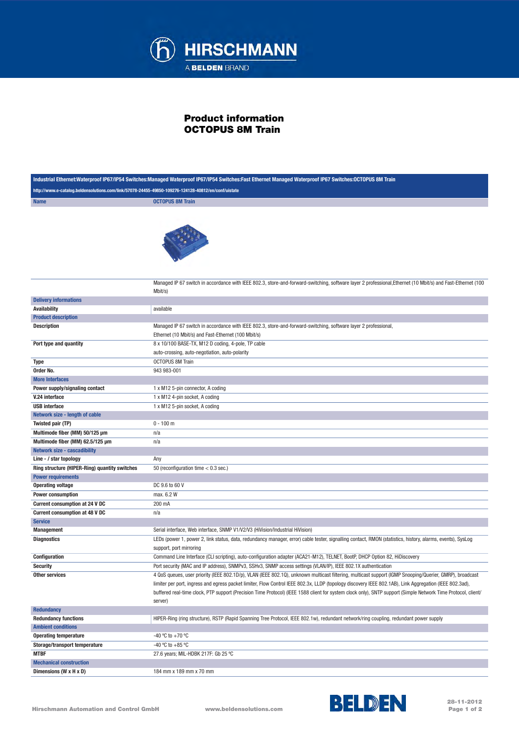# Product information
# OCTOPUS 8M Train

Industrial Ethernet:Waterproof IP67/IP54 Switches:Managed Waterproof IP67/IP54 Switches:Fast Ethernet Managed Waterproof IP67 Switches:OCTOPUS 8M Train

http://www.e-catalog.beldensolutions.com/link/57078-24455-49850-109276-124128-40812/en/conf/uistate

| Name | OCTOPUS 8M Train |
|---|---|
| | Managed IP 67 switch in accordance with IEEE 802.3, store-and-forward-switching, software layer 2 professional,Ethernet (10 Mbit/s) and Fast-Ethernet (100 Mbit/s) |
| **Delivery informations** | |
| Availability | available |
| **Product description** | |
| Description | Managed IP 67 switch in accordance with IEEE 802.3, store-and-forward-switching, software layer 2 professional, Ethernet (10 Mbit/s) and Fast-Ethernet (100 Mbit/s) |
| Port type and quantity | 8 x 10/100 BASE-TX, M12 D coding, 4-pole, TP cable auto-crossing, auto-negotiation, auto-polarity |
| Type | OCTOPUS 8M Train |
| Order No. | 943 983-001 |
| **More Interfaces** | |
| Power supply/signaling contact | 1 x M12 5-pin connector, A coding |
| V.24 interface | 1 x M12 4-pin socket, A coding |
| USB interface | 1 x M12 5-pin socket, A coding |
| **Network size - length of cable** | |
| Twisted pair (TP) | 0 - 100 m |
| Multimode fiber (MM) 50/125 µm | n/a |
| Multimode fiber (MM) 62.5/125 µm | n/a |
| **Network size - cascadibility** | |
| Line - / star topology | Any |
| Ring structure (HIPER-Ring) quantity switches | 50 (reconfiguration time < 0.3 sec.) |
| **Power requirements** | |
| Operating voltage | DC 9.6 to 60 V |
| Power consumption | max. 6.2 W |
| Current consumption at 24 V DC | 200 mA |
| Current consumption at 48 V DC | n/a |
| **Service** | |
| Management | Serial interface, Web interface, SNMP V1/V2/V3 (HiVision/Industrial HiVision) |
| Diagnostics | LEDs (power 1, power 2, link status, data, redundancy manager, error) cable tester, signalling contact, RMON (statistics, history, alarms, events), SysLog support, port mirroring |
| Configuration | Command Line Interface (CLI scripting), auto-configuration adapter (ACA21-M12), TELNET, BootP, DHCP Option 82, HiDiscovery |
| Security | Port security (MAC and IP address), SNMPv3, SSHv3, SNMP access settings (VLAN/IP), IEEE 802.1X authentication |
| Other services | 4 QoS queues, user priority (IEEE 802.1D/p), VLAN (IEEE 802.1Q), unknown multicast filtering, multicast support (IGMP Snooping/Querier, GMRP), broadcast limiter per port, ingress and egress packet limiter, Flow Control IEEE 802.3x, LLDP (topology discovery IEEE 802.1AB), Link Aggregation (IEEE 802.3ad), buffered real-time clock, PTP support (Precision Time Protocol) (IEEE 1588 client for system clock only), SNTP support (Simple Network Time Protocol, client/ server) |
| **Redundancy** | |
| Redundancy functions | HIPER-Ring (ring structure), RSTP (Rapid Spanning Tree Protocol, IEEE 802.1w), redundant network/ring coupling, redundant power supply |
| **Ambient conditions** | |
| Operating temperature | -40 °C to +70 °C |
| Storage/transport temperature | -40 °C to +85 °C |
| MTBF | 27.6 years; MIL-HDBK 217F: Gb 25 °C |
| **Mechanical construction** | |
| Dimensions (W x H x D) | 184 mm x 189 mm x 70 mm |

Hirschmann Automation and Control GmbH    www.beldensolutions.com    28-11-2012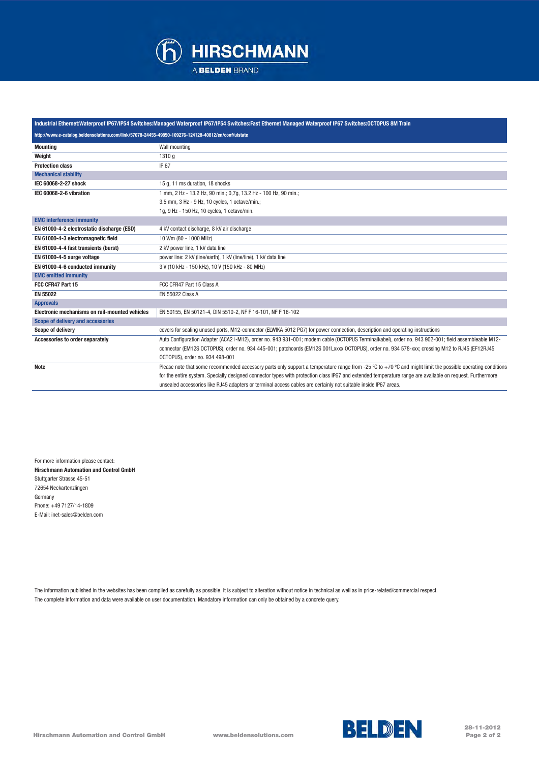**Industrial Ethernet:Waterproof IP67/IP54 Switches:Managed Waterproof IP67/IP54 Switches:Fast Ethernet Managed Waterproof IP67 Switches:OCTOPUS 8M Train**

http://www.e-catalog.beldensolutions.com/link/57078-24455-49850-109276-124128-40812/en/conf/uistate

| | |
|---|---|
| **Mounting** | Wall mounting |
| **Weight** | 1310 g |
| **Protection class** | IP 67 |
| **Mechanical stability** | |
| **IEC 60068-2-27 shock** | 15 g, 11 ms duration, 18 shocks |
| **IEC 60068-2-6 vibration** | 1 mm, 2 Hz - 13.2 Hz, 90 min.; 0,7g, 13.2 Hz - 100 Hz, 90 min.; 3.5 mm, 3 Hz - 9 Hz, 10 cycles, 1 octave/min.; 1g, 9 Hz - 150 Hz, 10 cycles, 1 octave/min. |
| **EMC interference immunity** | |
| **EN 61000-4-2 electrostatic discharge (ESD)** | 4 kV contact discharge, 8 kV air discharge |
| **EN 61000-4-3 electromagnetic field** | 10 V/m (80 - 1000 MHz) |
| **EN 61000-4-4 fast transients (burst)** | 2 kV power line, 1 kV data line |
| **EN 61000-4-5 surge voltage** | power line: 2 kV (line/earth), 1 kV (line/line), 1 kV data line |
| **EN 61000-4-6 conducted immunity** | 3 V (10 kHz - 150 kHz), 10 V (150 kHz - 80 MHz) |
| **EMC emitted immunity** | |
| **FCC CFR47 Part 15** | FCC CFR47 Part 15 Class A |
| **EN 55022** | EN 55022 Class A |
| **Approvals** | |
| **Electronic mechanisms on rail-mounted vehicles** | EN 50155, EN 50121-4, DIN 5510-2, NF F 16-101, NF F 16-102 |
| **Scope of delivery and accessories** | |
| **Scope of delivery** | covers for sealing unused ports, M12-connector (ELWIKA 5012 PG7) for power connection, description and operating instructions |
| **Accessories to order separately** | Auto Configuration Adapter (ACA21-M12), order no. 943 931-001; modem cable (OCTOPUS Terminalkabel), order no. 943 902-001; field assembleable M12-connector (EM12S OCTOPUS), order no. 934 445-001; patchcords (EM12S 001Lxxxx OCTOPUS), order no. 934 578-xxx; crossing M12 to RJ45 (EF12RJ45 OCTOPUS), order no. 934 498-001 |
| **Note** | Please note that some recommended accessory parts only support a temperature range from -25 °C to +70 °C and might limit the possible operating conditions for the entire system. Specially designed connector types with protection class IP67 and extended temperature range are available on request. Furthermore unsealed accessories like RJ45 adapters or terminal access cables are certainly not suitable inside IP67 areas. |

For more information please contact:
**Hirschmann Automation and Control GmbH**
Stuttgarter Strasse 45-51
72654 Neckartenzlingen
Germany
Phone: +49 7127/14-1809
E-Mail: inet-sales@belden.com

The information published in the websites has been compiled as carefully as possible. It is subject to alteration without notice in technical as well as in price-related/commercial respect. The complete information and data were available on user documentation. Mandatory information can only be obtained by a concrete query.